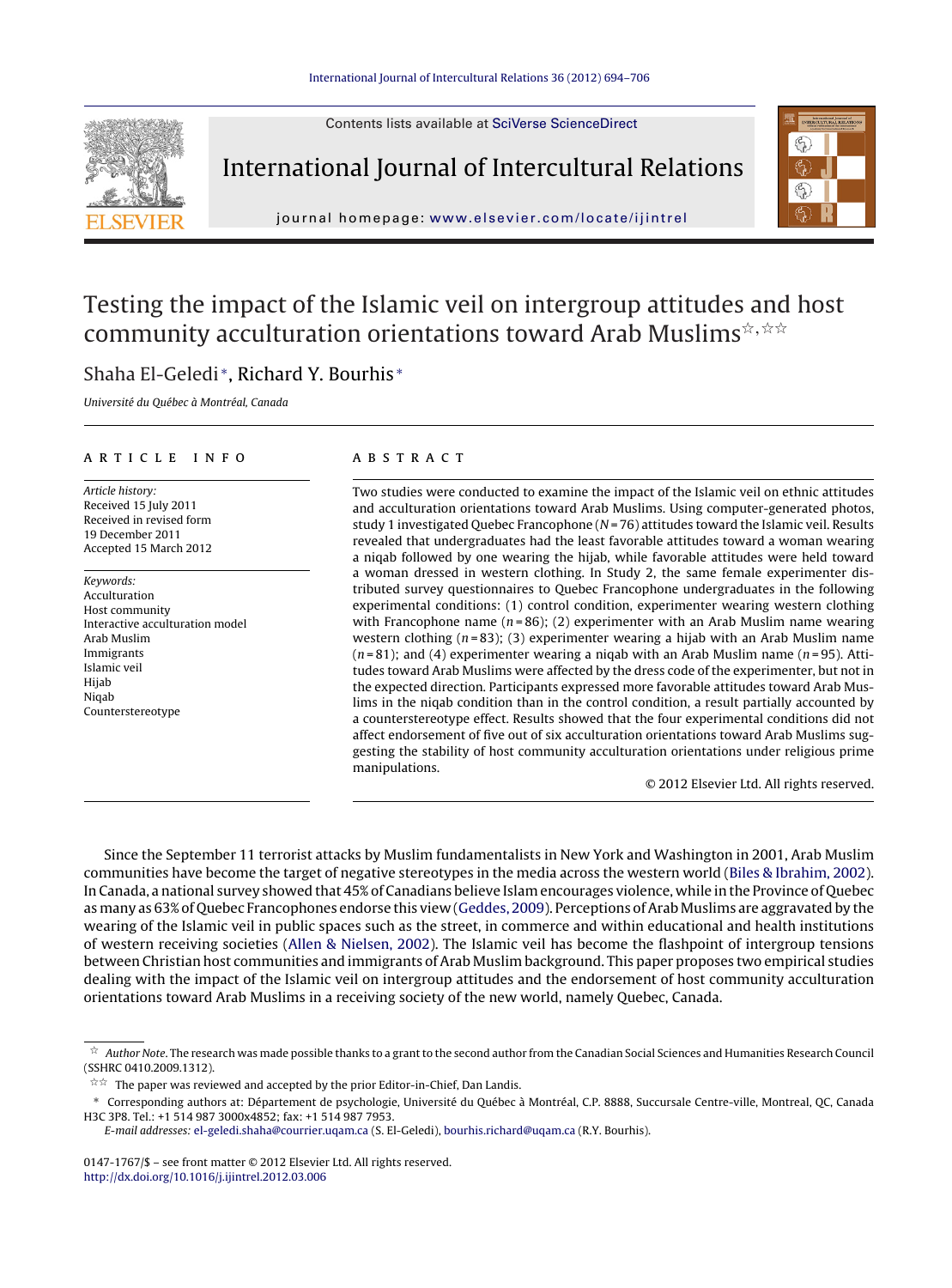# Testing the impact of the Islamic veil on intergroup attitudes and host community acculturation orientations toward Arab Muslims[☆,☆☆]

Shaha El-Geledi*, Richard Y. Bourhis*

*Université du Québec à Montréal, Canada*

## ARTICLE INFO

*Article history:*
Received 15 July 2011
Received in revised form
19 December 2011
Accepted 15 March 2012

*Keywords:*
Acculturation
Host community
Interactive acculturation model
Arab Muslim
Immigrants
Islamic veil
Hijab
Niqab
Counterstereotype

## ABSTRACT

Two studies were conducted to examine the impact of the Islamic veil on ethnic attitudes and acculturation orientations toward Arab Muslims. Using computer-generated photos, study 1 investigated Quebec Francophone ($N = 76$) attitudes toward the Islamic veil. Results revealed that undergraduates had the least favorable attitudes toward a woman wearing a niqab followed by one wearing the hijab, while favorable attitudes were held toward a woman dressed in western clothing. In Study 2, the same female experimenter distributed survey questionnaires to Quebec Francophone undergraduates in the following experimental conditions: (1) control condition, experimenter wearing western clothing with Francophone name ($n = 86$); (2) experimenter with an Arab Muslim name wearing western clothing ($n = 83$); (3) experimenter wearing a hijab with an Arab Muslim name ($n = 81$); and (4) experimenter wearing a niqab with an Arab Muslim name ($n = 95$). Attitudes toward Arab Muslims were affected by the dress code of the experimenter, but not in the expected direction. Participants expressed more favorable attitudes toward Arab Muslims in the niqab condition than in the control condition, a result partially accounted by a counterstereotype effect. Results showed that the four experimental conditions did not affect endorsement of five out of six acculturation orientations toward Arab Muslims suggesting the stability of host community acculturation orientations under religious prime manipulations.

© 2012 Elsevier Ltd. All rights reserved.

Since the September 11 terrorist attacks by Muslim fundamentalists in New York and Washington in 2001, Arab Muslim communities have become the target of negative stereotypes in the media across the western world (Biles & Ibrahim, 2002). In Canada, a national survey showed that 45% of Canadians believe Islam encourages violence, while in the Province of Quebec as many as 63% of Quebec Francophones endorse this view (Geddes, 2009). Perceptions of Arab Muslims are aggravated by the wearing of the Islamic veil in public spaces such as the street, in commerce and within educational and health institutions of western receiving societies (Allen & Nielsen, 2002). The Islamic veil has become the flashpoint of intergroup tensions between Christian host communities and immigrants of Arab Muslim background. This paper proposes two empirical studies dealing with the impact of the Islamic veil on intergroup attitudes and the endorsement of host community acculturation orientations toward Arab Muslims in a receiving society of the new world, namely Quebec, Canada.

---

☆ *Author Note*. The research was made possible thanks to a grant to the second author from the Canadian Social Sciences and Humanities Research Council (SSHRC 0410.2009.1312).

☆☆ The paper was reviewed and accepted by the prior Editor-in-Chief, Dan Landis.

* Corresponding authors at: Département de psychologie, Université du Québec à Montréal, C.P. 8888, Succursale Centre-ville, Montreal, QC, Canada H3C 3P8. Tel.: +1 514 987 3000x4852; fax: +1 514 987 7953.

*E-mail addresses:* el-geledi.shaha@courrier.uqam.ca (S. El-Geledi), bourhis.richard@uqam.ca (R.Y. Bourhis).

0147-1767/$ – see front matter © 2012 Elsevier Ltd. All rights reserved.
http://dx.doi.org/10.1016/j.ijintrel.2012.03.006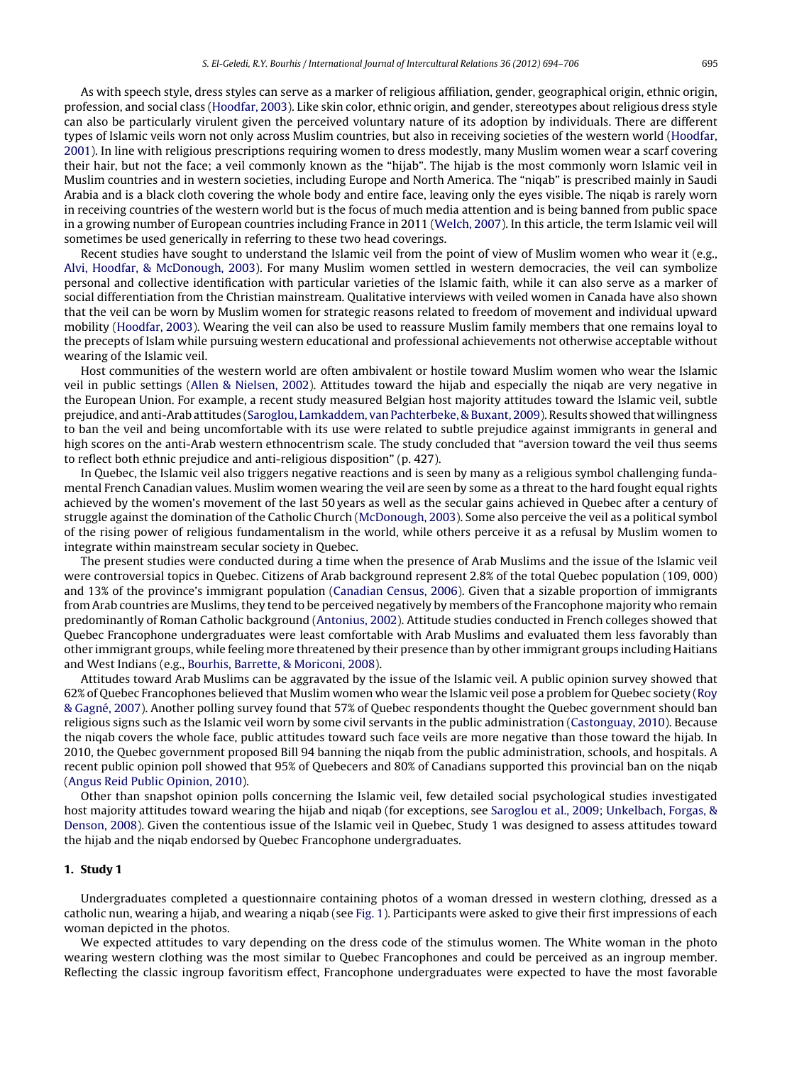As with speech style, dress styles can serve as a marker of religious affiliation, gender, geographical origin, ethnic origin, profession, and social class (Hoodfar, 2003). Like skin color, ethnic origin, and gender, stereotypes about religious dress style can also be particularly virulent given the perceived voluntary nature of its adoption by individuals. There are different types of Islamic veils worn not only across Muslim countries, but also in receiving societies of the western world (Hoodfar, 2001). In line with religious prescriptions requiring women to dress modestly, many Muslim women wear a scarf covering their hair, but not the face; a veil commonly known as the "hijab". The hijab is the most commonly worn Islamic veil in Muslim countries and in western societies, including Europe and North America. The "niqab" is prescribed mainly in Saudi Arabia and is a black cloth covering the whole body and entire face, leaving only the eyes visible. The niqab is rarely worn in receiving countries of the western world but is the focus of much media attention and is being banned from public space in a growing number of European countries including France in 2011 (Welch, 2007). In this article, the term Islamic veil will sometimes be used generically in referring to these two head coverings.

Recent studies have sought to understand the Islamic veil from the point of view of Muslim women who wear it (e.g., Alvi, Hoodfar, & McDonough, 2003). For many Muslim women settled in western democracies, the veil can symbolize personal and collective identification with particular varieties of the Islamic faith, while it can also serve as a marker of social differentiation from the Christian mainstream. Qualitative interviews with veiled women in Canada have also shown that the veil can be worn by Muslim women for strategic reasons related to freedom of movement and individual upward mobility (Hoodfar, 2003). Wearing the veil can also be used to reassure Muslim family members that one remains loyal to the precepts of Islam while pursuing western educational and professional achievements not otherwise acceptable without wearing of the Islamic veil.

Host communities of the western world are often ambivalent or hostile toward Muslim women who wear the Islamic veil in public settings (Allen & Nielsen, 2002). Attitudes toward the hijab and especially the niqab are very negative in the European Union. For example, a recent study measured Belgian host majority attitudes toward the Islamic veil, subtle prejudice, and anti-Arab attitudes (Saroglou, Lamkaddem, van Pachterbeke, & Buxant, 2009). Results showed that willingness to ban the veil and being uncomfortable with its use were related to subtle prejudice against immigrants in general and high scores on the anti-Arab western ethnocentrism scale. The study concluded that "aversion toward the veil thus seems to reflect both ethnic prejudice and anti-religious disposition" (p. 427).

In Quebec, the Islamic veil also triggers negative reactions and is seen by many as a religious symbol challenging fundamental French Canadian values. Muslim women wearing the veil are seen by some as a threat to the hard fought equal rights achieved by the women's movement of the last 50 years as well as the secular gains achieved in Quebec after a century of struggle against the domination of the Catholic Church (McDonough, 2003). Some also perceive the veil as a political symbol of the rising power of religious fundamentalism in the world, while others perceive it as a refusal by Muslim women to integrate within mainstream secular society in Quebec.

The present studies were conducted during a time when the presence of Arab Muslims and the issue of the Islamic veil were controversial topics in Quebec. Citizens of Arab background represent 2.8% of the total Quebec population (109, 000) and 13% of the province's immigrant population (Canadian Census, 2006). Given that a sizable proportion of immigrants from Arab countries are Muslims, they tend to be perceived negatively by members of the Francophone majority who remain predominantly of Roman Catholic background (Antonius, 2002). Attitude studies conducted in French colleges showed that Quebec Francophone undergraduates were least comfortable with Arab Muslims and evaluated them less favorably than other immigrant groups, while feeling more threatened by their presence than by other immigrant groups including Haitians and West Indians (e.g., Bourhis, Barrette, & Moriconi, 2008).

Attitudes toward Arab Muslims can be aggravated by the issue of the Islamic veil. A public opinion survey showed that 62% of Quebec Francophones believed that Muslim women who wear the Islamic veil pose a problem for Quebec society (Roy & Gagné, 2007). Another polling survey found that 57% of Quebec respondents thought the Quebec government should ban religious signs such as the Islamic veil worn by some civil servants in the public administration (Castonguay, 2010). Because the niqab covers the whole face, public attitudes toward such face veils are more negative than those toward the hijab. In 2010, the Quebec government proposed Bill 94 banning the niqab from the public administration, schools, and hospitals. A recent public opinion poll showed that 95% of Quebecers and 80% of Canadians supported this provincial ban on the niqab (Angus Reid Public Opinion, 2010).

Other than snapshot opinion polls concerning the Islamic veil, few detailed social psychological studies investigated host majority attitudes toward wearing the hijab and niqab (for exceptions, see Saroglou et al., 2009; Unkelbach, Forgas, & Denson, 2008). Given the contentious issue of the Islamic veil in Quebec, Study 1 was designed to assess attitudes toward the hijab and the niqab endorsed by Quebec Francophone undergraduates.

## 1. Study 1

Undergraduates completed a questionnaire containing photos of a woman dressed in western clothing, dressed as a catholic nun, wearing a hijab, and wearing a niqab (see Fig. 1). Participants were asked to give their first impressions of each woman depicted in the photos.

We expected attitudes to vary depending on the dress code of the stimulus women. The White woman in the photo wearing western clothing was the most similar to Quebec Francophones and could be perceived as an ingroup member. Reflecting the classic ingroup favoritism effect, Francophone undergraduates were expected to have the most favorable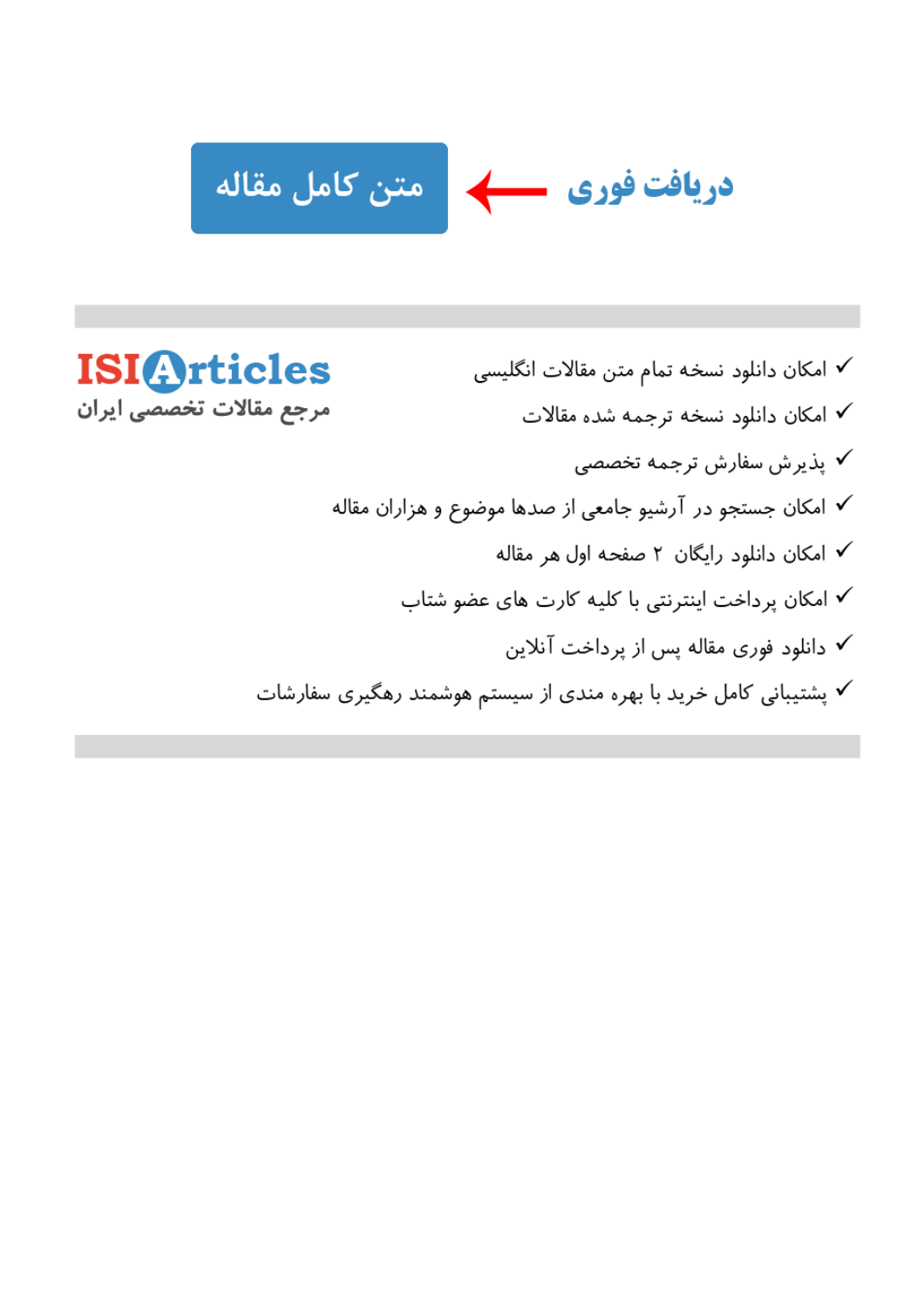دریافت فوری ← **متن کامل مقاله**

**ISIArticles**
مرجع مقالات تخصصی ایران

- ✓ امکان دانلود نسخه تمام متن مقالات انگلیسی
- ✓ امکان دانلود نسخه ترجمه شده مقالات
- ✓ پذیرش سفارش ترجمه تخصصی
- ✓ امکان جستجو در آرشیو جامعی از صدها موضوع و هزاران مقاله
- ✓ امکان دانلود رایگان ۲ صفحه اول هر مقاله
- ✓ امکان پرداخت اینترنتی با کلیه کارت های عضو شتاب
- ✓ دانلود فوری مقاله پس از پرداخت آنلاین
- ✓ پشتیبانی کامل خرید با بهره مندی از سیستم هوشمند رهگیری سفارشات